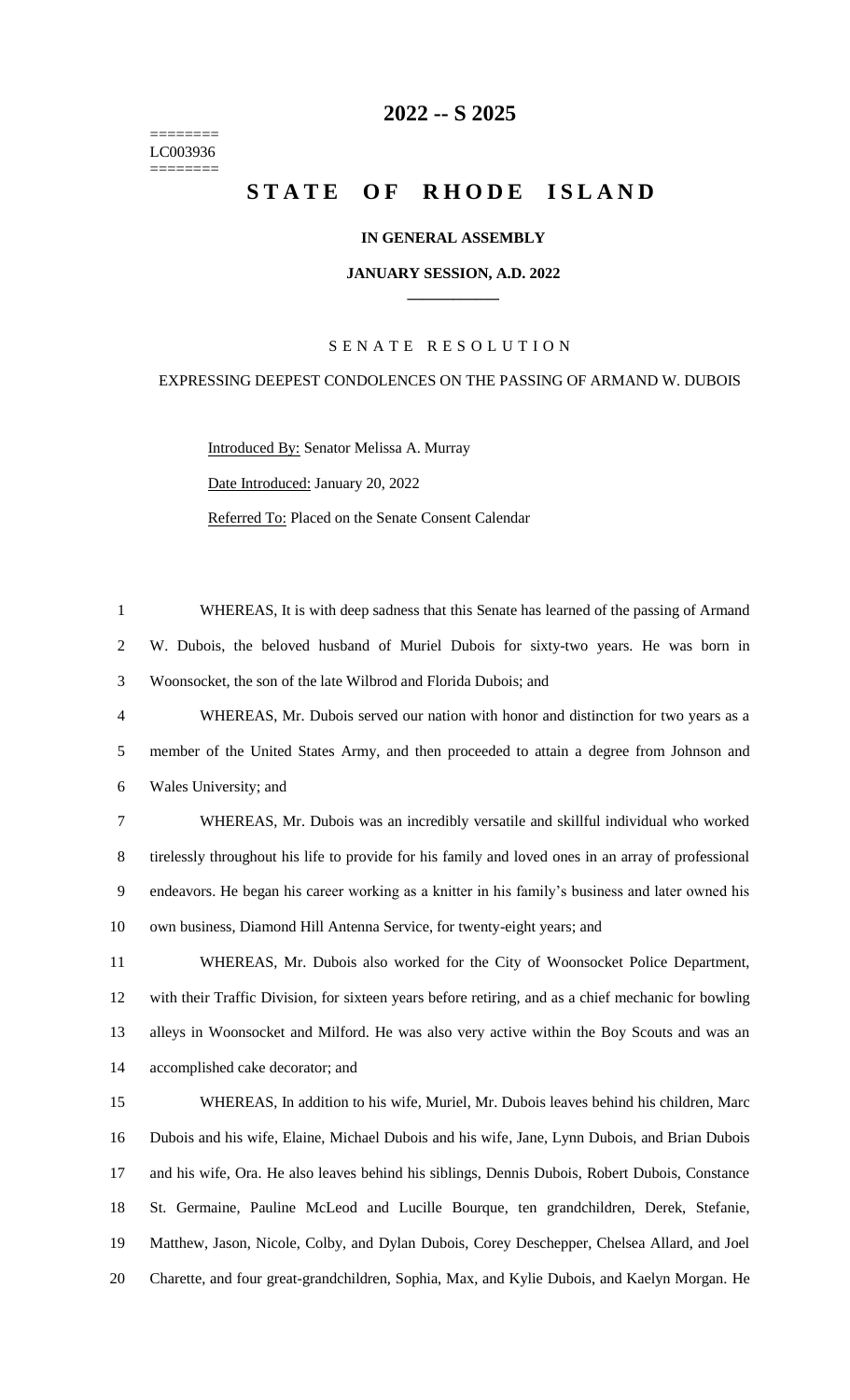# 2022 -- S 2025

========
LC003936
========

# STATE OF RHODE ISLAND

**IN GENERAL ASSEMBLY**

**JANUARY SESSION, A.D. 2022**

---

SENATE RESOLUTION

EXPRESSING DEEPEST CONDOLENCES ON THE PASSING OF ARMAND W. DUBOIS

Introduced By: Senator Melissa A. Murray

Date Introduced: January 20, 2022

Referred To: Placed on the Senate Consent Calendar

WHEREAS, It is with deep sadness that this Senate has learned of the passing of Armand W. Dubois, the beloved husband of Muriel Dubois for sixty-two years. He was born in Woonsocket, the son of the late Wilbrod and Florida Dubois; and

WHEREAS, Mr. Dubois served our nation with honor and distinction for two years as a member of the United States Army, and then proceeded to attain a degree from Johnson and Wales University; and

WHEREAS, Mr. Dubois was an incredibly versatile and skillful individual who worked tirelessly throughout his life to provide for his family and loved ones in an array of professional endeavors. He began his career working as a knitter in his family's business and later owned his own business, Diamond Hill Antenna Service, for twenty-eight years; and

WHEREAS, Mr. Dubois also worked for the City of Woonsocket Police Department, with their Traffic Division, for sixteen years before retiring, and as a chief mechanic for bowling alleys in Woonsocket and Milford. He was also very active within the Boy Scouts and was an accomplished cake decorator; and

WHEREAS, In addition to his wife, Muriel, Mr. Dubois leaves behind his children, Marc Dubois and his wife, Elaine, Michael Dubois and his wife, Jane, Lynn Dubois, and Brian Dubois and his wife, Ora. He also leaves behind his siblings, Dennis Dubois, Robert Dubois, Constance St. Germaine, Pauline McLeod and Lucille Bourque, ten grandchildren, Derek, Stefanie, Matthew, Jason, Nicole, Colby, and Dylan Dubois, Corey Deschepper, Chelsea Allard, and Joel Charette, and four great-grandchildren, Sophia, Max, and Kylie Dubois, and Kaelyn Morgan. He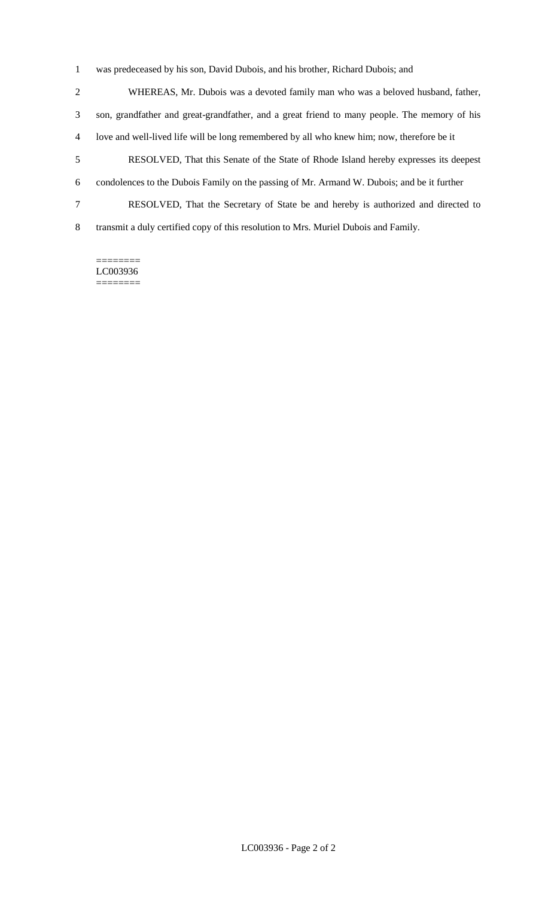was predeceased by his son, David Dubois, and his brother, Richard Dubois; and

WHEREAS, Mr. Dubois was a devoted family man who was a beloved husband, father, son, grandfather and great-grandfather, and a great friend to many people. The memory of his love and well-lived life will be long remembered by all who knew him; now, therefore be it

RESOLVED, That this Senate of the State of Rhode Island hereby expresses its deepest condolences to the Dubois Family on the passing of Mr. Armand W. Dubois; and be it further

RESOLVED, That the Secretary of State be and hereby is authorized and directed to transmit a duly certified copy of this resolution to Mrs. Muriel Dubois and Family.

========
LC003936
========